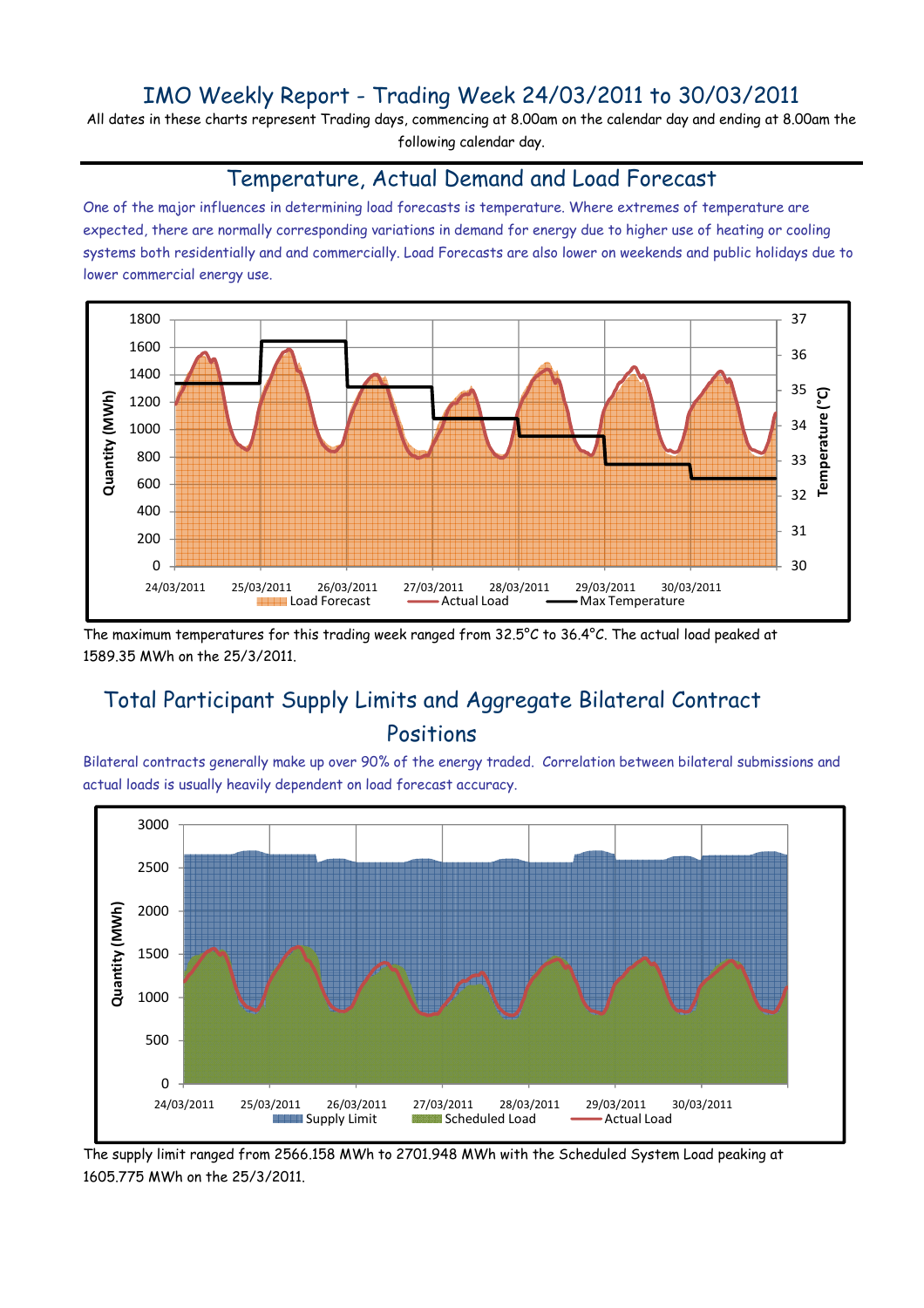# IMO Weekly Report - Trading Week 24/03/2011 to 30/03/2011

All dates in these charts represent Trading days, commencing at 8.00am on the calendar day and ending at 8.00am the following calendar day.

## Temperature, Actual Demand and Load Forecast

One of the major influences in determining load forecasts is temperature. Where extremes of temperature are expected, there are normally corresponding variations in demand for energy due to higher use of heating or cooling systems both residentially and and commercially. Load Forecasts are also lower on weekends and public holidays due to lower commercial energy use.

The maximum temperatures for this trading week ranged from 32.5°C to 36.4°C. The actual load peaked at 1589.35 MWh on the 25/3/2011.

## Total Participant Supply Limits and Aggregate Bilateral Contract Positions

Bilateral contracts generally make up over 90% of the energy traded. Correlation between bilateral submissions and actual loads is usually heavily dependent on load forecast accuracy.

The supply limit ranged from 2566.158 MWh to 2701.948 MWh with the Scheduled System Load peaking at 1605.775 MWh on the 25/3/2011.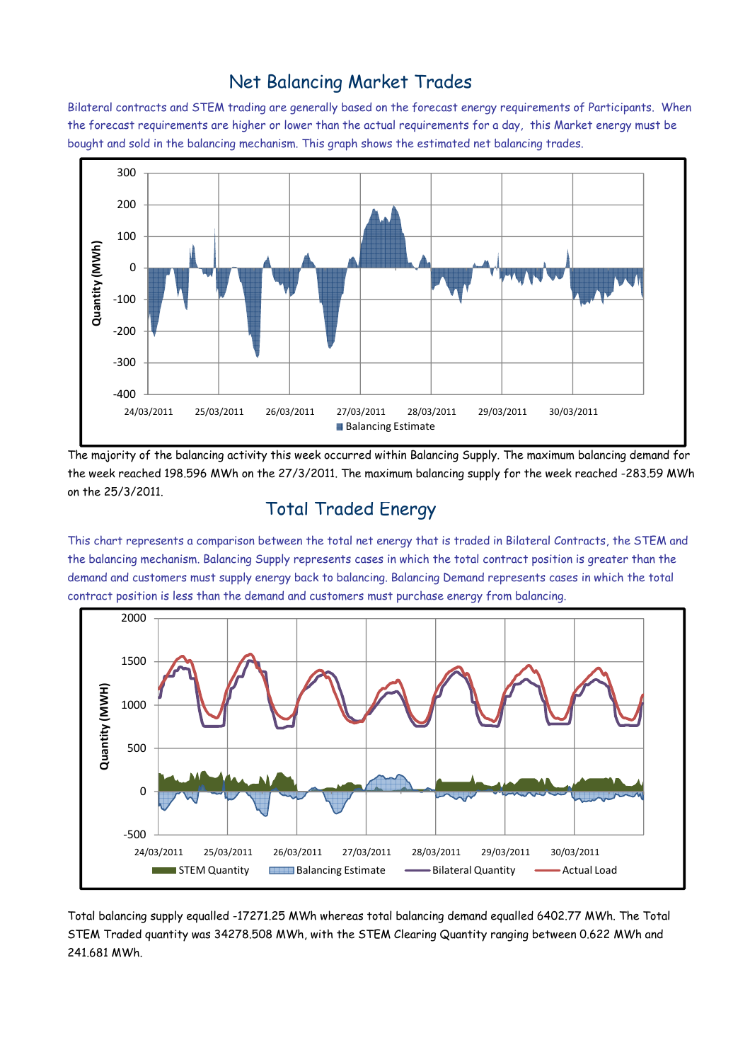## Net Balancing Market Trades

Bilateral contracts and STEM trading are generally based on the forecast energy requirements of Participants. When the forecast requirements are higher or lower than the actual requirements for a day, this Market energy must be bought and sold in the balancing mechanism. This graph shows the estimated net balancing trades.

The majority of the balancing activity this week occurred within Balancing Supply. The maximum balancing demand for the week reached 198.596 MWh on the 27/3/2011. The maximum balancing supply for the week reached -283.59 MWh on the 25/3/2011.

## Total Traded Energy

This chart represents a comparison between the total net energy that is traded in Bilateral Contracts, the STEM and the balancing mechanism. Balancing Supply represents cases in which the total contract position is greater than the demand and customers must supply energy back to balancing. Balancing Demand represents cases in which the total contract position is less than the demand and customers must purchase energy from balancing.

Total balancing supply equalled -17271.25 MWh whereas total balancing demand equalled 6402.77 MWh. The Total STEM Traded quantity was 34278.508 MWh, with the STEM Clearing Quantity ranging between 0.622 MWh and 241.681 MWh.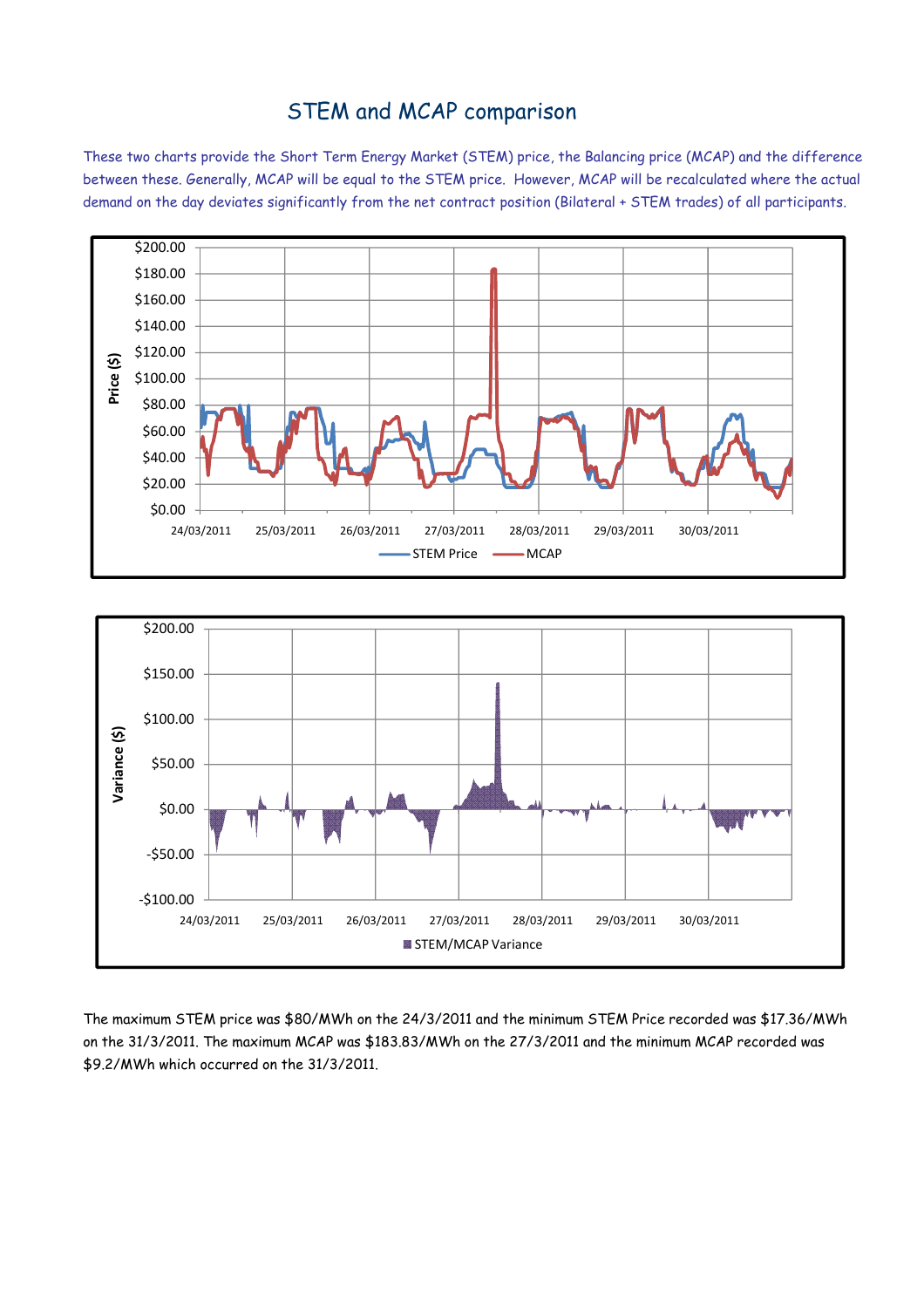# STEM and MCAP comparison

These two charts provide the Short Term Energy Market (STEM) price, the Balancing price (MCAP) and the difference between these. Generally, MCAP will be equal to the STEM price. However, MCAP will be recalculated where the actual demand on the day deviates significantly from the net contract position (Bilateral + STEM trades) of all participants.

Price ($)

$200.00
$180.00
$160.00
$140.00
$120.00
$100.00
$80.00
$60.00
$40.00
$20.00
$0.00

24/03/2011 25/03/2011 26/03/2011 27/03/2011 28/03/2011 29/03/2011 30/03/2011

STEM Price MCAP

Variance ($)

$200.00
$150.00
$100.00
$50.00
$0.00
-$50.00
-$100.00

24/03/2011 25/03/2011 26/03/2011 27/03/2011 28/03/2011 29/03/2011 30/03/2011

STEM/MCAP Variance

The maximum STEM price was $80/MWh on the 24/3/2011 and the minimum STEM Price recorded was $17.36/MWh on the 31/3/2011. The maximum MCAP was $183.83/MWh on the 27/3/2011 and the minimum MCAP recorded was $9.2/MWh which occurred on the 31/3/2011.